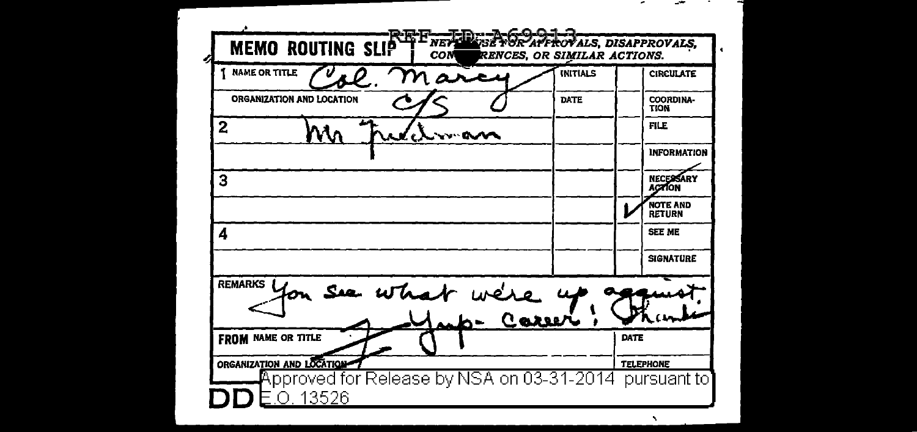**MEMO ROUTING SLIP** REF ID:A69913

NEVER USE FOR APPROVALS, DISAPPROVALS, CONCURRENCES, OR SIMILAR ACTIONS.

| | | INITIALS | | |
|---|---|---|---|---|
| 1 NAME OR TITLE | Col. Marcy | INITIALS | | CIRCULATE |
| ORGANIZATION AND LOCATION | C/S | DATE | | COORDINATION |
| 2 | Mr Friedman | | | FILE |
| | | | | INFORMATION |
| 3 | | | | NECESSARY ACTION |
| | | | ✓ | NOTE AND RETURN |
| 4 | | | | SEE ME |
| | | | | SIGNATURE |

REMARKS You see what we're up against. Yup - Career! Thanks

FROM NAME OR TITLE | DATE

ORGANIZATION AND LOCATION | TELEPHONE

DD

Approved for Release by NSA on 03-31-2014 pursuant to E.O. 13526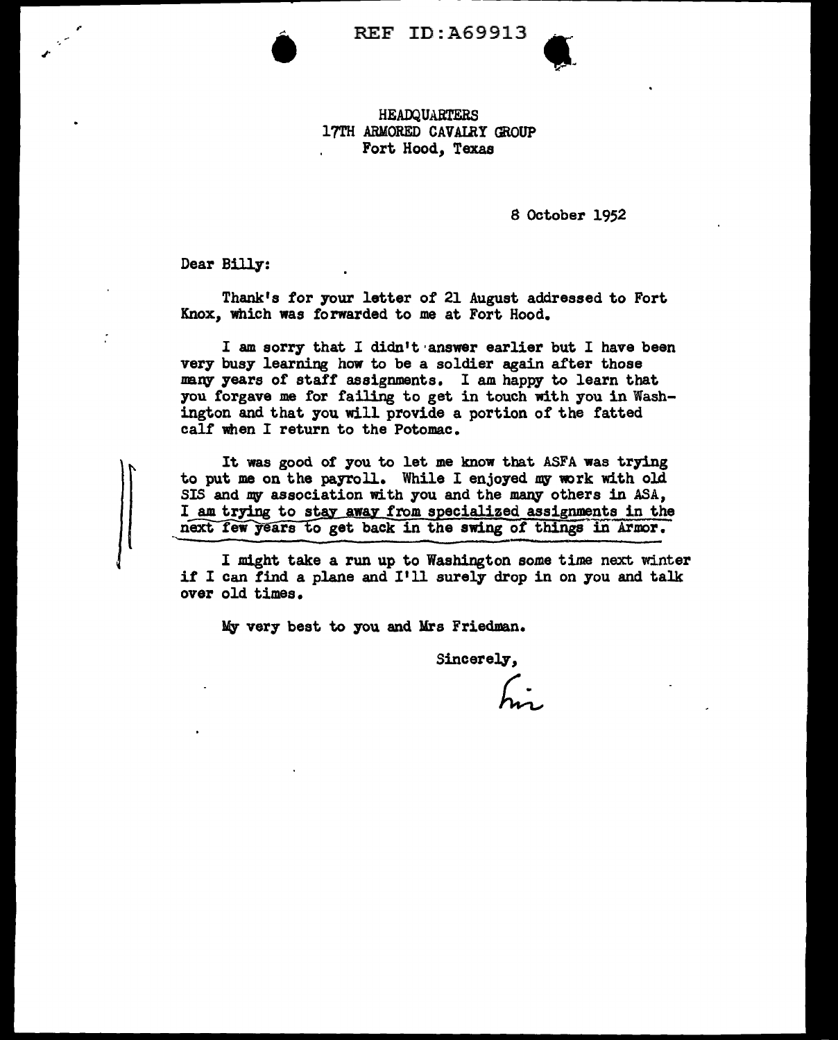REF ID:A69913

HEADQUARTERS
17TH ARMORED CAVALRY GROUP
Fort Hood, Texas

8 October 1952

Dear Billy:

Thank's for your letter of 21 August addressed to Fort Knox, which was forwarded to me at Fort Hood.

I am sorry that I didn't answer earlier but I have been very busy learning how to be a soldier again after those many years of staff assignments. I am happy to learn that you forgave me for failing to get in touch with you in Washington and that you will provide a portion of the fatted calf when I return to the Potomac.

It was good of you to let me know that ASFA was trying to put me on the payroll. While I enjoyed my work with old SIS and my association with you and the many others in ASA, I am trying to stay away from specialized assignments in the next few years to get back in the swing of things in Armor.

I might take a run up to Washington some time next winter if I can find a plane and I'll surely drop in on you and talk over old times.

My very best to you and Mrs Friedman.

Sincerely,

Mr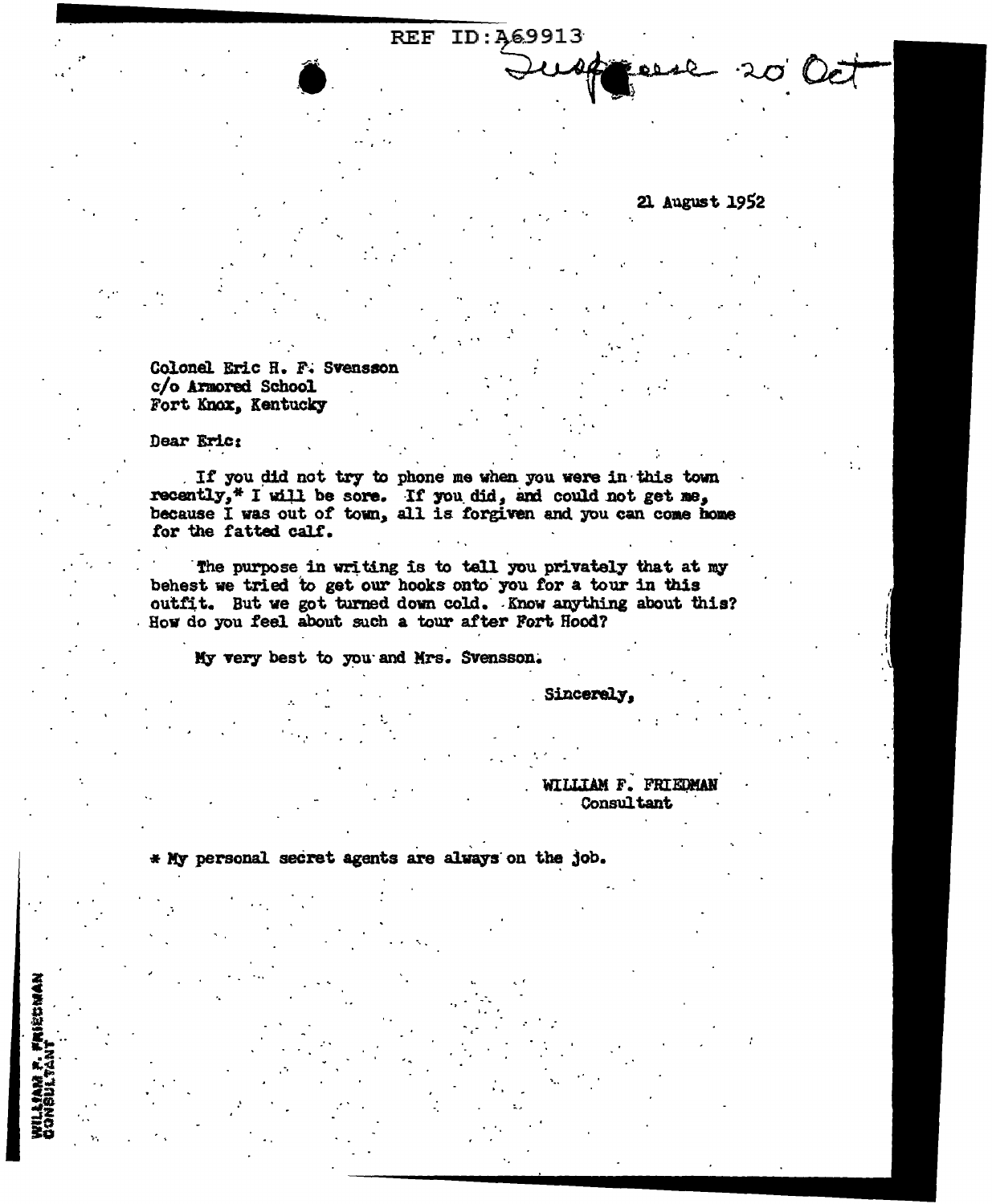REF ID:A69913

Suspense 20 Oct

21 August 1952

Colonel Eric H. F. Svensson
c/o Armored School
Fort Knox, Kentucky

Dear Eric:

If you did not try to phone me when you were in this town recently,* I will be sore. If you did, and could not get me, because I was out of town, all is forgiven and you can come home for the fatted calf.

The purpose in writing is to tell you privately that at my behest we tried to get our hooks onto you for a tour in this outfit. But we got turned down cold. Know anything about this? How do you feel about such a tour after Fort Hood?

My very best to you and Mrs. Svensson.

Sincerely,

WILLIAM F. FRIEDMAN
Consultant

* My personal secret agents are always on the job.

WILLIAM F. FRIEDMAN
CONSULTANT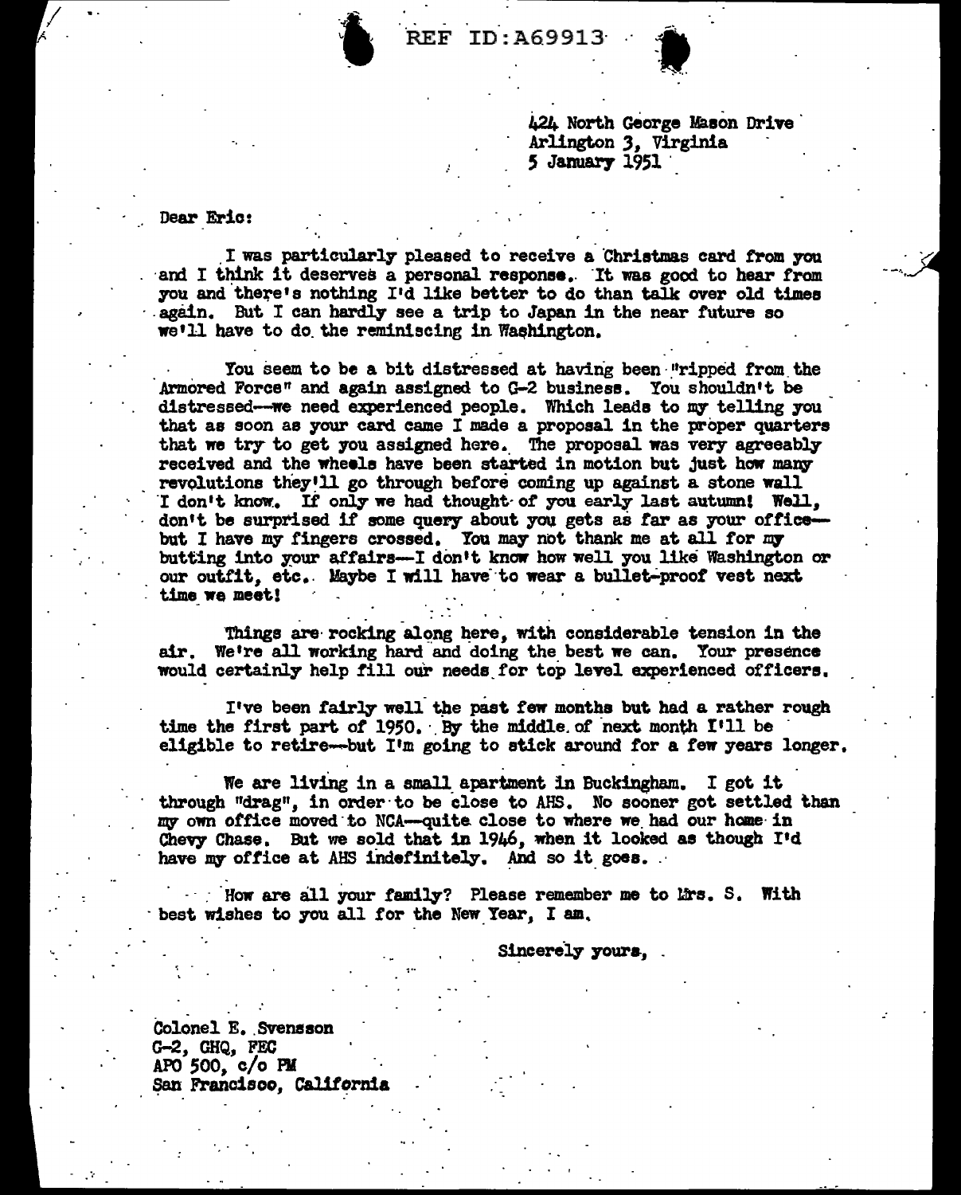REF ID:A69913

424 North George Mason Drive
Arlington 3, Virginia
5 January 1951

Dear Eric:

I was particularly pleased to receive a Christmas card from you and I think it deserves a personal response. It was good to hear from you and there's nothing I'd like better to do than talk over old times again. But I can hardly see a trip to Japan in the near future so we'll have to do the reminiscing in Washington.

You seem to be a bit distressed at having been "ripped from the Armored Force" and again assigned to G-2 business. You shouldn't be distressed--we need experienced people. Which leads to my telling you that as soon as your card came I made a proposal in the proper quarters that we try to get you assigned here. The proposal was very agreeably received and the wheels have been started in motion but just how many revolutions they'll go through before coming up against a stone wall I don't know. If only we had thought of you early last autumn! Well, don't be surprised if some query about you gets as far as your office--but I have my fingers crossed. You may not thank me at all for my butting into your affairs--I don't know how well you like Washington or our outfit, etc. Maybe I will have to wear a bullet-proof vest next time we meet!

Things are rocking along here, with considerable tension in the air. We're all working hard and doing the best we can. Your presence would certainly help fill our needs for top level experienced officers.

I've been fairly well the past few months but had a rather rough time the first part of 1950. By the middle of next month I'll be eligible to retire--but I'm going to stick around for a few years longer.

We are living in a small apartment in Buckingham. I got it through "drag", in order to be close to AHS. No sooner got settled than my own office moved to NCA--quite close to where we had our home in Chevy Chase. But we sold that in 1946, when it looked as though I'd have my office at AHS indefinitely. And so it goes.

How are all your family? Please remember me to Mrs. S. With best wishes to you all for the New Year, I am,

Sincerely yours,

Colonel E. Svensson
G-2, GHQ, FEC
APO 500, c/o PM
San Francisco, California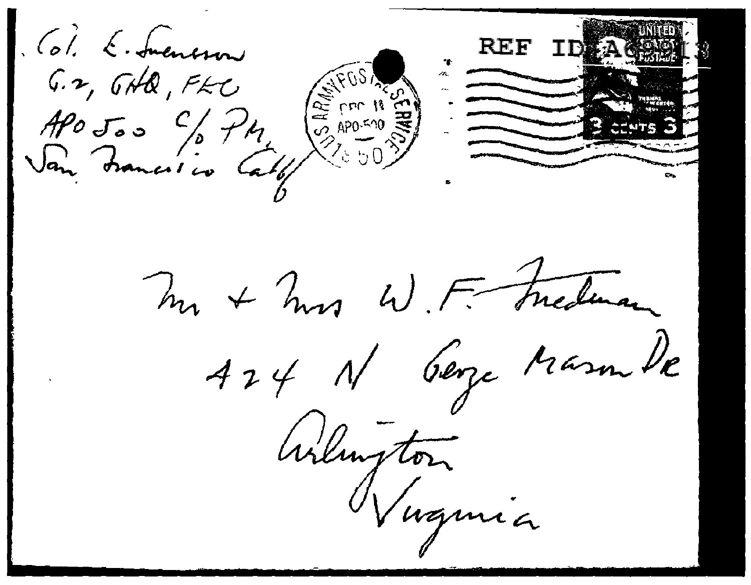REF ID:A66913

Col. E. Swensson
G-2, GHQ, FEC
APO 500 c/o PM,
San Francisco Calif

US ARMY POSTAL SERVICE
DEC 18
APO 500
1950

UNITED STATES POSTAGE
THOMAS JEFFERSON
3 CENTS 3

Mr + Mrs W. F. Friedman
424 N George Mason Dr
Arlington
Virginia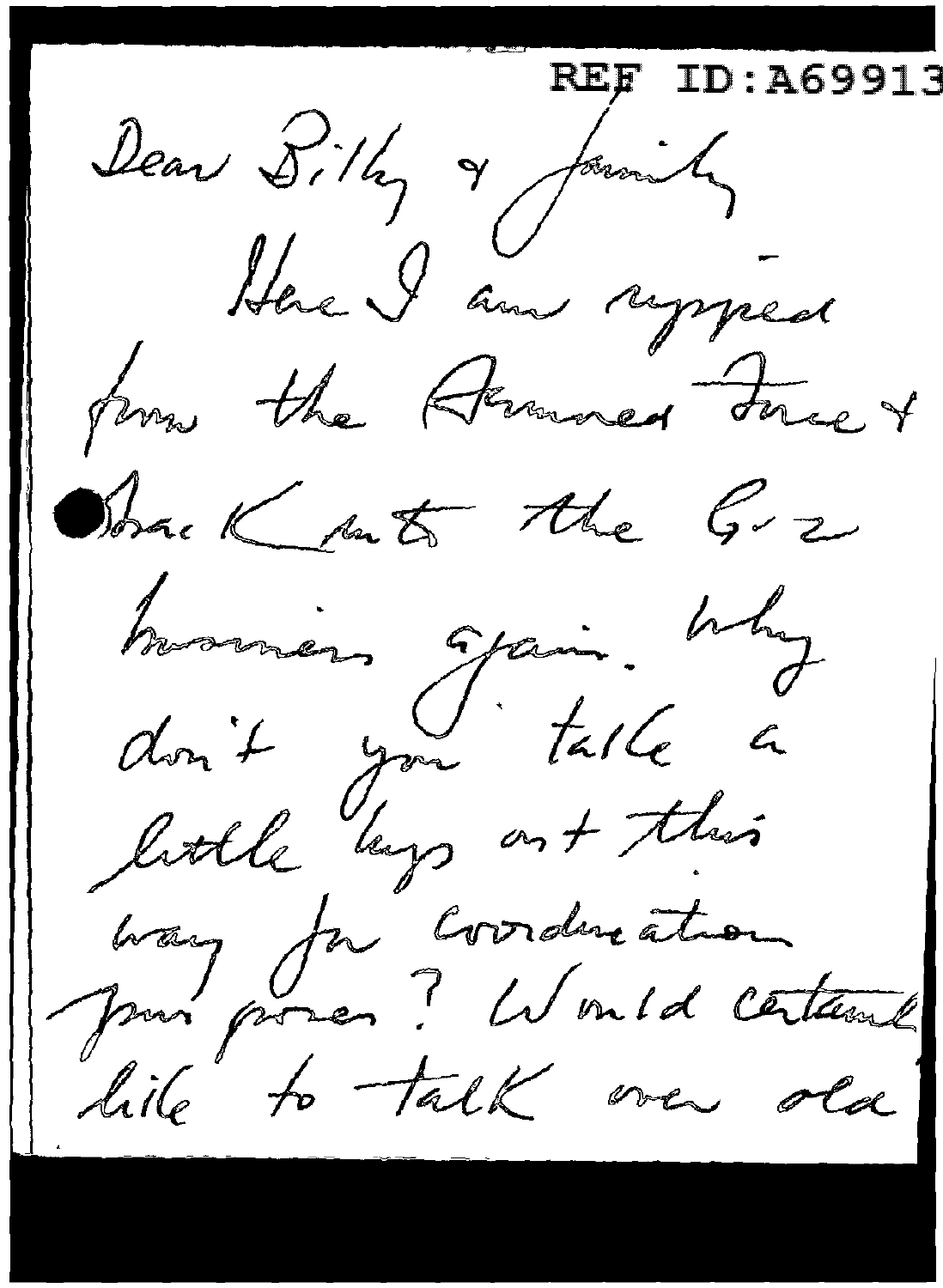REF ID:A69913

Dear Billy & family

Here I am ripped from the Armed Force & back into the G-2 business again. Why don't you take a little hop out this way for coordination purposes? Would certainly like to talk over old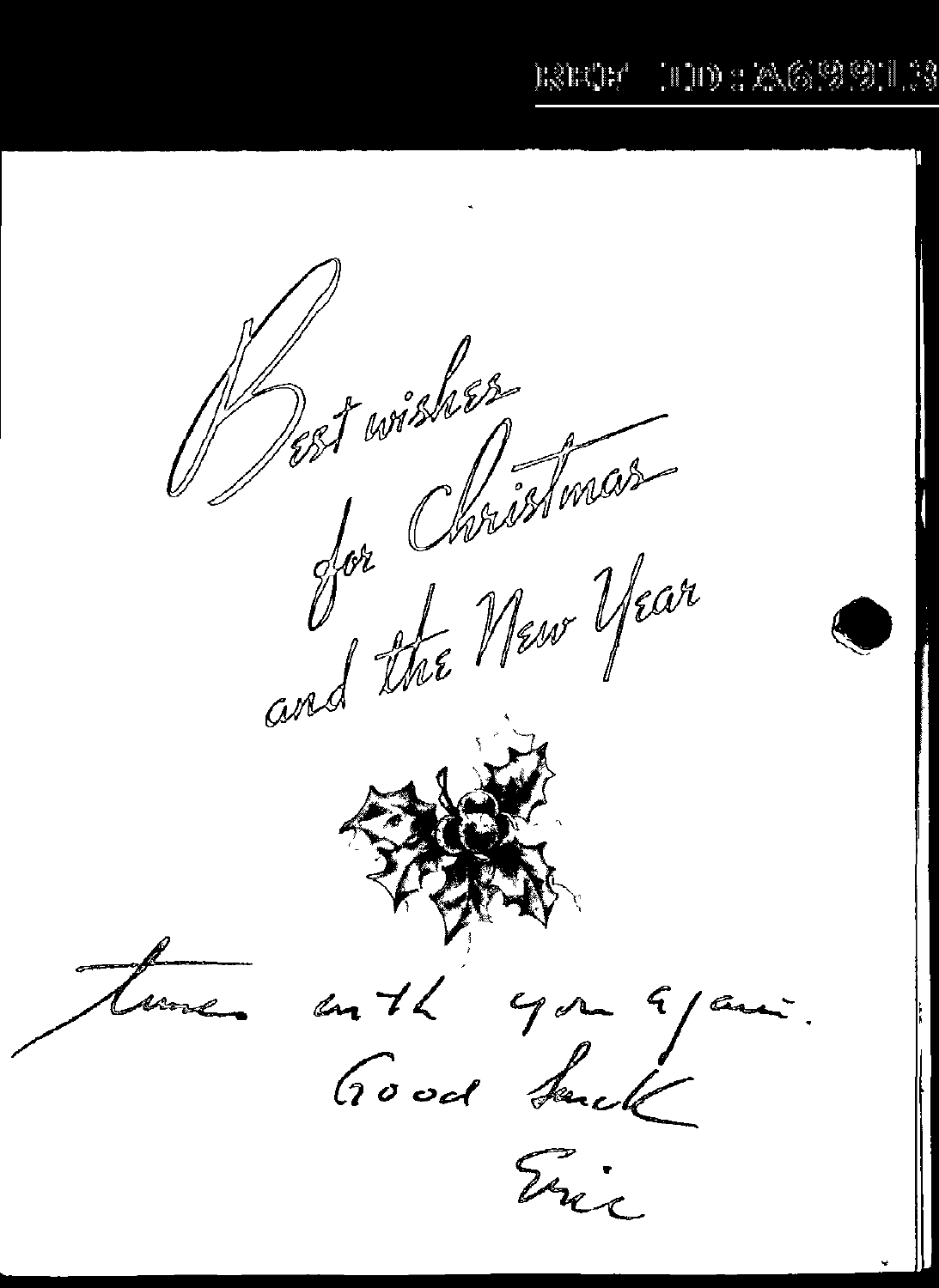REF ID:A69913

Best wishes
for Christmas
and the New Year

times with you again.

Good luck

Eric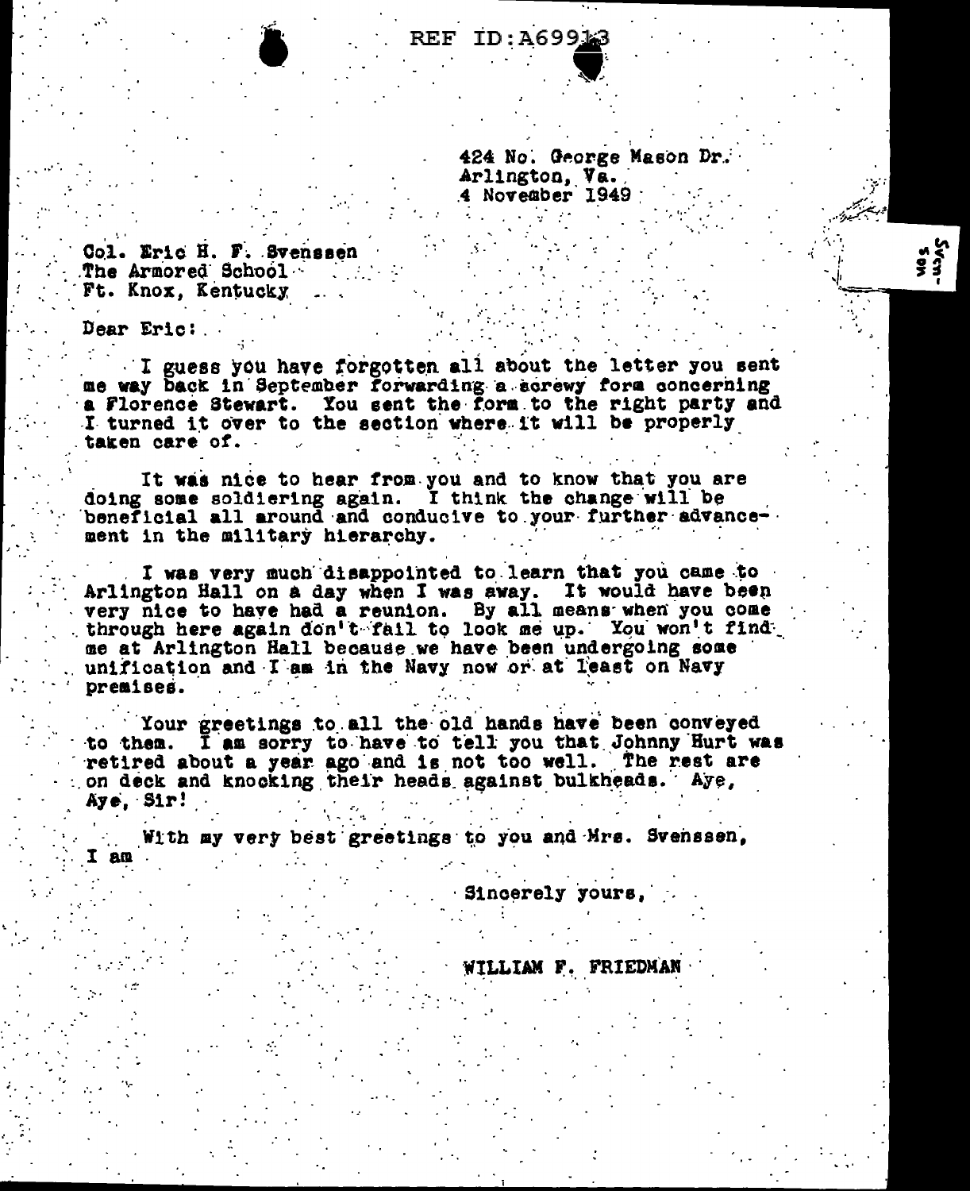REF ID:A69913

424 No. George Mason Dr.
Arlington, Va.
4 November 1949

Col. Eric H. F. Svenssen
The Armored School
Ft. Knox, Kentucky

Dear Eric:

I guess you have forgotten all about the letter you sent me way back in September forwarding a screwy form concerning a Florence Stewart. You sent the form to the right party and I turned it over to the section where it will be properly taken care of.

It was nice to hear from you and to know that you are doing some soldiering again. I think the change will be beneficial all around and conducive to your further advancement in the military hierarchy.

I was very much disappointed to learn that you came to Arlington Hall on a day when I was away. It would have been very nice to have had a reunion. By all means when you come through here again don't fail to look me up. You won't find me at Arlington Hall because we have been undergoing some unification and I am in the Navy now or at least on Navy premises.

Your greetings to all the old hands have been conveyed to them. I am sorry to have to tell you that Johnny Hurt was retired about a year ago and is not too well. The rest are on deck and knocking their heads against bulkheads. Aye, Aye, Sir!

With my very best greetings to you and Mrs. Svenssen, I am

Sincerely yours,

WILLIAM F. FRIEDMAN